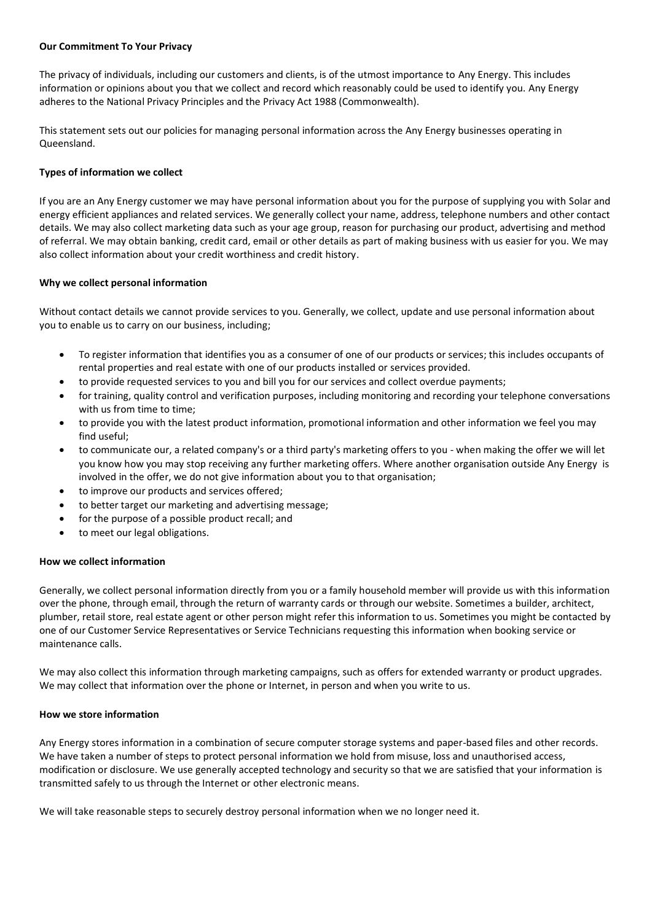## Our Commitment To Your Privacy

The privacy of individuals, including our customers and clients, is of the utmost importance to Any Energy. This includes information or opinions about you that we collect and record which reasonably could be used to identify you. Any Energy adheres to the National Privacy Principles and the Privacy Act 1988 (Commonwealth).

This statement sets out our policies for managing personal information across the Any Energy businesses operating in Queensland.

### Types of information we collect

If you are an Any Energy customer we may have personal information about you for the purpose of supplying you with Solar and energy efficient appliances and related services. We generally collect your name, address, telephone numbers and other contact details. We may also collect marketing data such as your age group, reason for purchasing our product, advertising and method of referral. We may obtain banking, credit card, email or other details as part of making business with us easier for you. We may also collect information about your credit worthiness and credit history.

### Why we collect personal information

Without contact details we cannot provide services to you. Generally, we collect, update and use personal information about you to enable us to carry on our business, including;

- To register information that identifies you as a consumer of one of our products or services; this includes occupants of rental properties and real estate with one of our products installed or services provided.
- to provide requested services to you and bill you for our services and collect overdue payments;
- for training, quality control and verification purposes, including monitoring and recording your telephone conversations with us from time to time;
- to provide you with the latest product information, promotional information and other information we feel you may find useful;
- to communicate our, a related company's or a third party's marketing offers to you - when making the offer we will let you know how you may stop receiving any further marketing offers. Where another organisation outside Any Energy is involved in the offer, we do not give information about you to that organisation;
- to improve our products and services offered;
- to better target our marketing and advertising message;
- for the purpose of a possible product recall; and
- to meet our legal obligations.

### How we collect information

Generally, we collect personal information directly from you or a family household member will provide us with this information over the phone, through email, through the return of warranty cards or through our website. Sometimes a builder, architect, plumber, retail store, real estate agent or other person might refer this information to us. Sometimes you might be contacted by one of our Customer Service Representatives or Service Technicians requesting this information when booking service or maintenance calls.

We may also collect this information through marketing campaigns, such as offers for extended warranty or product upgrades. We may collect that information over the phone or Internet, in person and when you write to us.

### How we store information

Any Energy stores information in a combination of secure computer storage systems and paper-based files and other records. We have taken a number of steps to protect personal information we hold from misuse, loss and unauthorised access, modification or disclosure. We use generally accepted technology and security so that we are satisfied that your information is transmitted safely to us through the Internet or other electronic means.

We will take reasonable steps to securely destroy personal information when we no longer need it.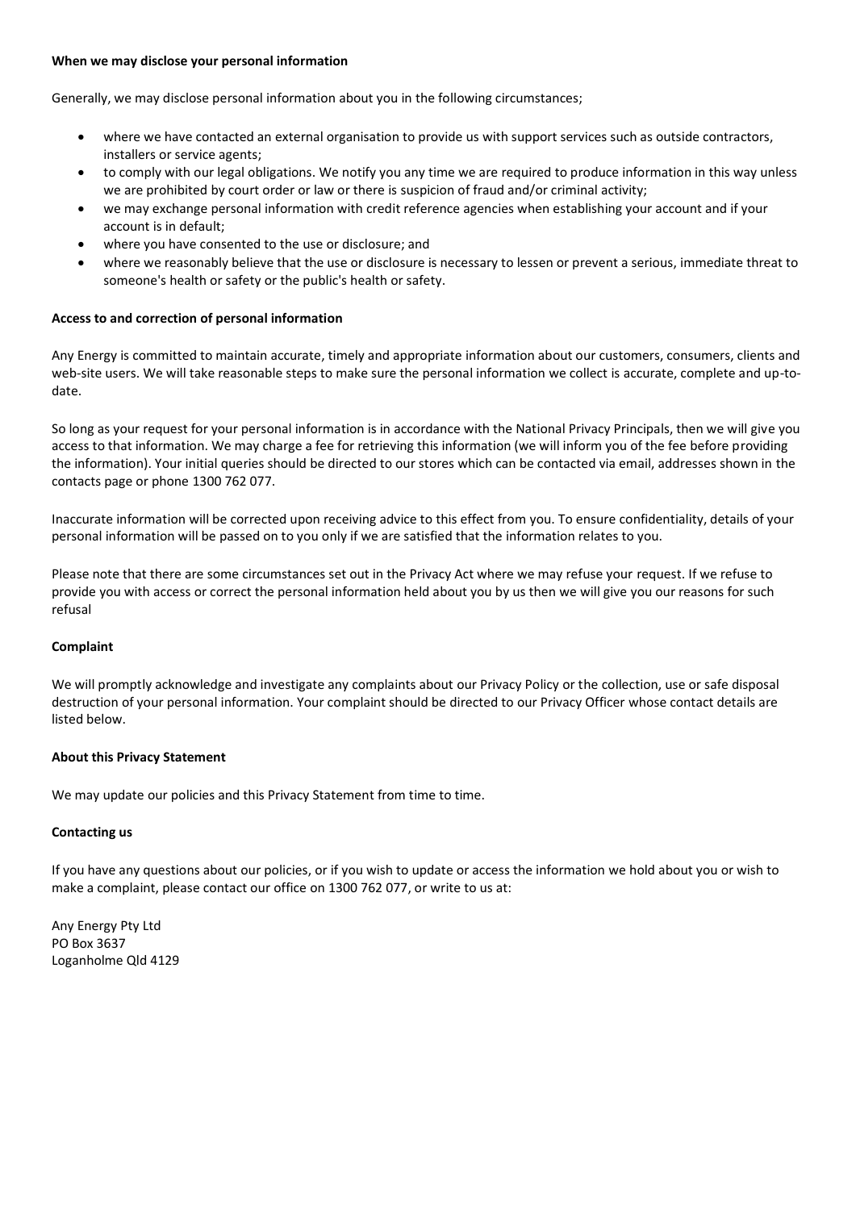**When we may disclose your personal information**

Generally, we may disclose personal information about you in the following circumstances;

- where we have contacted an external organisation to provide us with support services such as outside contractors, installers or service agents;
- to comply with our legal obligations. We notify you any time we are required to produce information in this way unless we are prohibited by court order or law or there is suspicion of fraud and/or criminal activity;
- we may exchange personal information with credit reference agencies when establishing your account and if your account is in default;
- where you have consented to the use or disclosure; and
- where we reasonably believe that the use or disclosure is necessary to lessen or prevent a serious, immediate threat to someone's health or safety or the public's health or safety.

**Access to and correction of personal information**

Any Energy is committed to maintain accurate, timely and appropriate information about our customers, consumers, clients and web-site users. We will take reasonable steps to make sure the personal information we collect is accurate, complete and up-to-date.

So long as your request for your personal information is in accordance with the National Privacy Principals, then we will give you access to that information. We may charge a fee for retrieving this information (we will inform you of the fee before providing the information). Your initial queries should be directed to our stores which can be contacted via email, addresses shown in the contacts page or phone 1300 762 077.

Inaccurate information will be corrected upon receiving advice to this effect from you. To ensure confidentiality, details of your personal information will be passed on to you only if we are satisfied that the information relates to you.

Please note that there are some circumstances set out in the Privacy Act where we may refuse your request. If we refuse to provide you with access or correct the personal information held about you by us then we will give you our reasons for such refusal

**Complaint**

We will promptly acknowledge and investigate any complaints about our Privacy Policy or the collection, use or safe disposal destruction of your personal information. Your complaint should be directed to our Privacy Officer whose contact details are listed below.

**About this Privacy Statement**

We may update our policies and this Privacy Statement from time to time.

**Contacting us**

If you have any questions about our policies, or if you wish to update or access the information we hold about you or wish to make a complaint, please contact our office on 1300 762 077, or write to us at:

Any Energy Pty Ltd
PO Box 3637
Loganholme Qld 4129